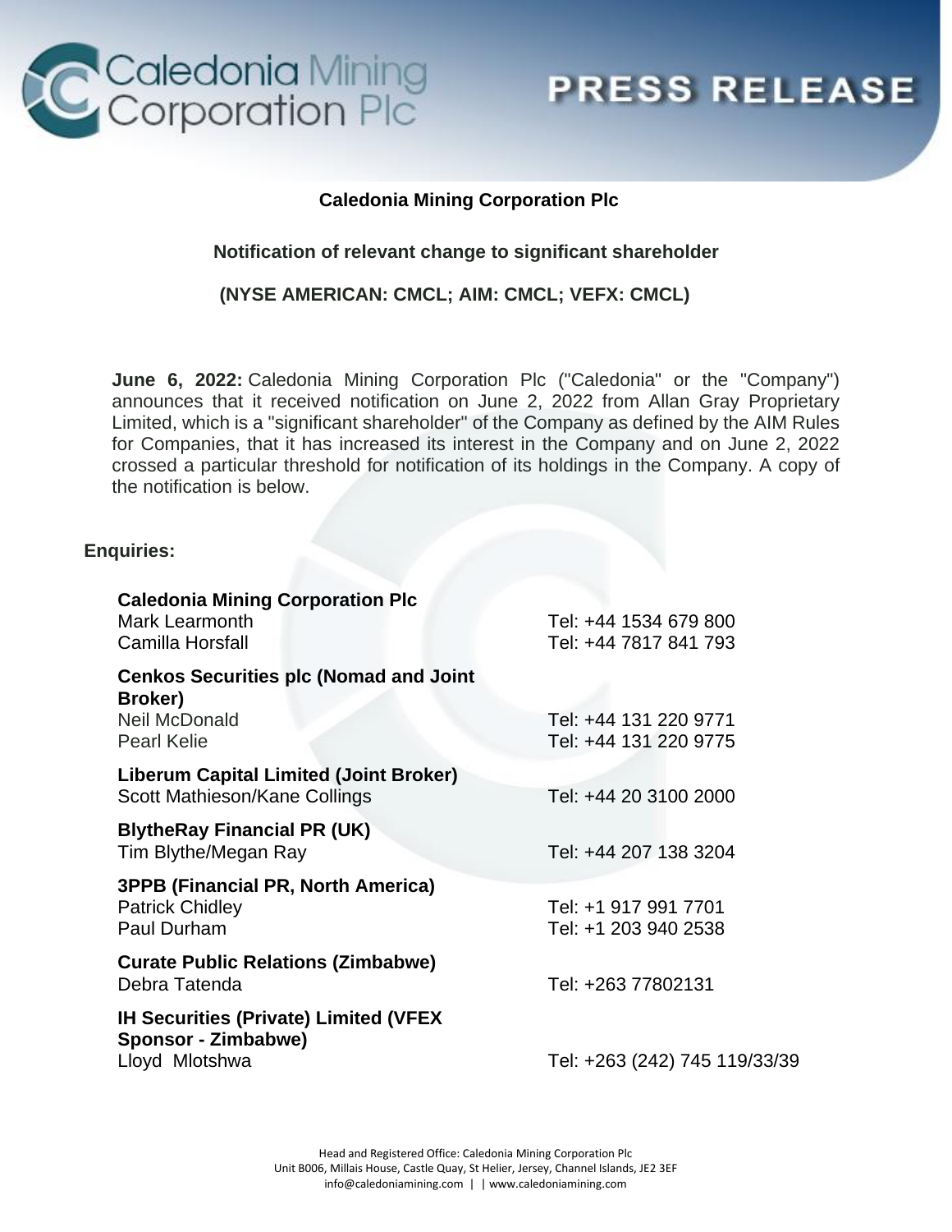**Caledonia Mining Corporation Plc**

**Notification of relevant change to significant shareholder**

**(NYSE AMERICAN: CMCL; AIM: CMCL; VEFX: CMCL)**

**June 6, 2022:** Caledonia Mining Corporation Plc ("Caledonia" or the "Company") announces that it received notification on June 2, 2022 from Allan Gray Proprietary Limited, which is a "significant shareholder" of the Company as defined by the AIM Rules for Companies, that it has increased its interest in the Company and on June 2, 2022 crossed a particular threshold for notification of its holdings in the Company. A copy of the notification is below.

**Enquiries:**

| | |
|---|---|
| **Caledonia Mining Corporation Plc** | |
| Mark Learmonth | Tel: +44 1534 679 800 |
| Camilla Horsfall | Tel: +44 7817 841 793 |
| **Cenkos Securities plc (Nomad and Joint Broker)** | |
| Neil McDonald | Tel: +44 131 220 9771 |
| Pearl Kelie | Tel: +44 131 220 9775 |
| **Liberum Capital Limited (Joint Broker)** | |
| Scott Mathieson/Kane Collings | Tel: +44 20 3100 2000 |
| **BlytheRay Financial PR (UK)** | |
| Tim Blythe/Megan Ray | Tel: +44 207 138 3204 |
| **3PPB (Financial PR, North America)** | |
| Patrick Chidley | Tel: +1 917 991 7701 |
| Paul Durham | Tel: +1 203 940 2538 |
| **Curate Public Relations (Zimbabwe)** | |
| Debra Tatenda | Tel: +263 77802131 |
| **IH Securities (Private) Limited (VFEX Sponsor - Zimbabwe)** | |
| Lloyd Mlotshwa | Tel: +263 (242) 745 119/33/39 |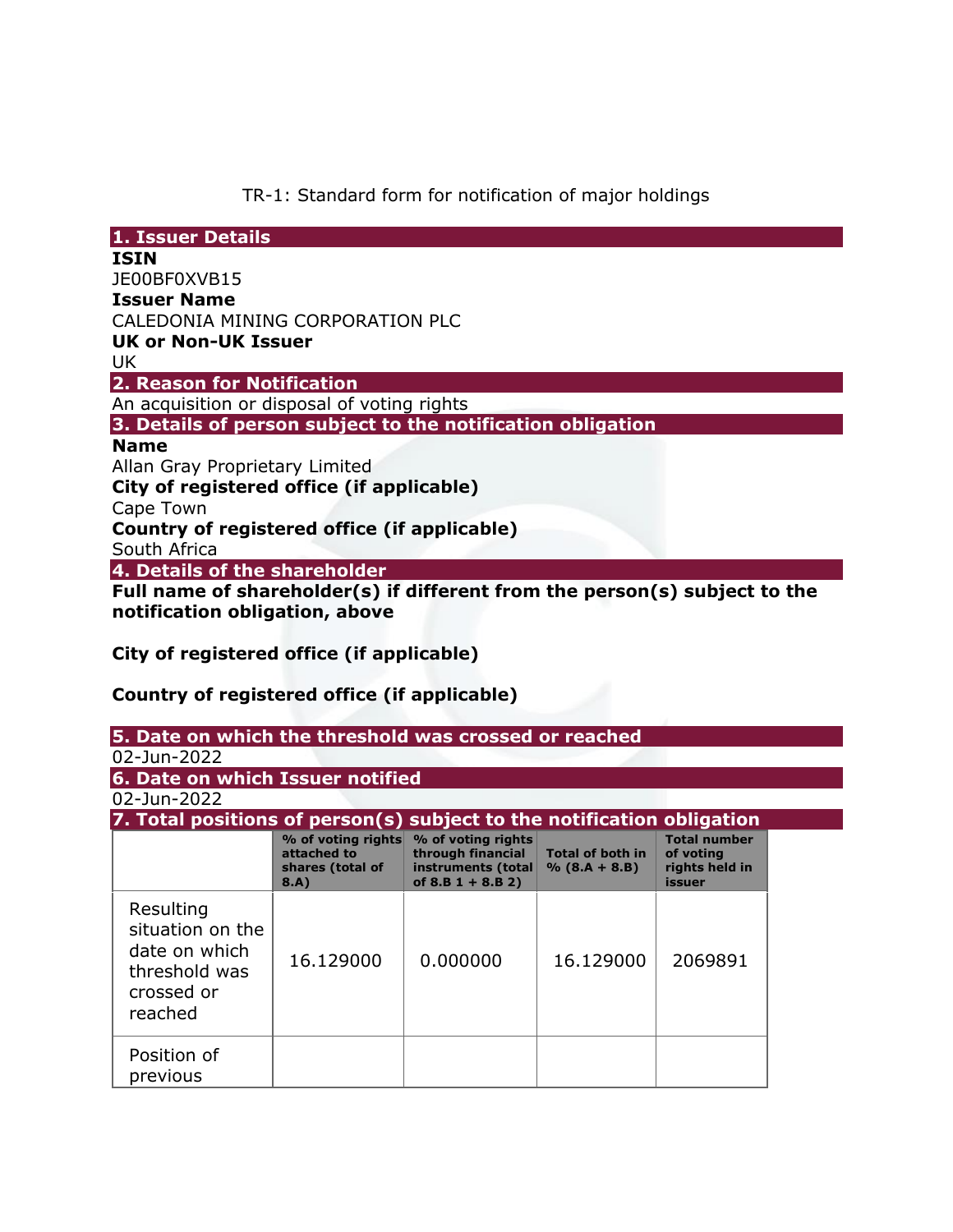TR-1: Standard form for notification of major holdings

## 1. Issuer Details

**ISIN**

JE00BF0XVB15

**Issuer Name**

CALEDONIA MINING CORPORATION PLC

**UK or Non-UK Issuer**

UK

## 2. Reason for Notification

An acquisition or disposal of voting rights

## 3. Details of person subject to the notification obligation

**Name**

Allan Gray Proprietary Limited

**City of registered office (if applicable)**

Cape Town

**Country of registered office (if applicable)**

South Africa

## 4. Details of the shareholder

**Full name of shareholder(s) if different from the person(s) subject to the notification obligation, above**

**City of registered office (if applicable)**

**Country of registered office (if applicable)**

## 5. Date on which the threshold was crossed or reached

02-Jun-2022

## 6. Date on which Issuer notified

02-Jun-2022

## 7. Total positions of person(s) subject to the notification obligation

| | % of voting rights attached to shares (total of 8.A) | % of voting rights through financial instruments (total of 8.B 1 + 8.B 2) | Total of both in % (8.A + 8.B) | Total number of voting rights held in issuer |
|---|---|---|---|---|
| Resulting situation on the date on which threshold was crossed or reached | 16.129000 | 0.000000 | 16.129000 | 2069891 |
| Position of previous | | | | |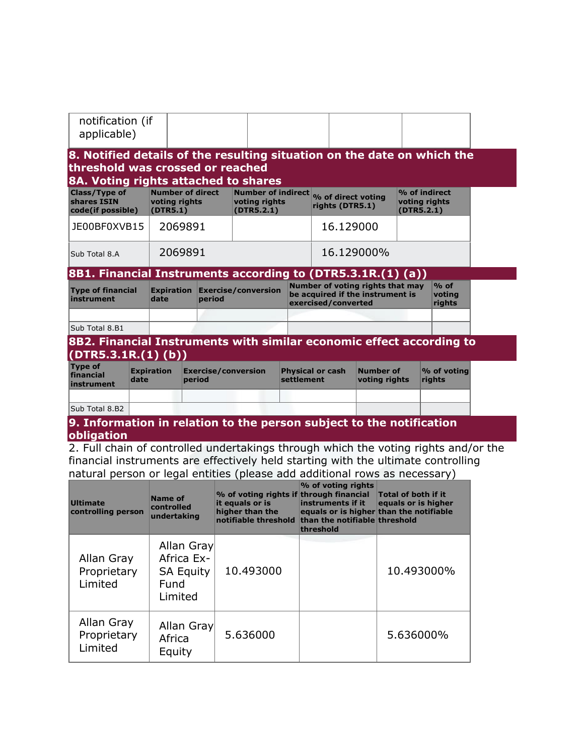| notification (if applicable) | | | | |
|---|---|---|---|---|

## 8. Notified details of the resulting situation on the date on which the threshold was crossed or reached

### 8A. Voting rights attached to shares

| Class/Type of shares ISIN code(if possible) | Number of direct voting rights (DTR5.1) | Number of indirect voting rights (DTR5.2.1) | % of direct voting rights (DTR5.1) | % of indirect voting rights (DTR5.2.1) |
|---|---|---|---|---|
| JE00BF0XVB15 | 2069891 | | 16.129000 | |
| Sub Total 8.A | 2069891 | | 16.129000% | |

### 8B1. Financial Instruments according to (DTR5.3.1R.(1) (a))

| Type of financial instrument | Expiration date | Exercise/conversion period | Number of voting rights that may be acquired if the instrument is exercised/converted | % of voting rights |
|---|---|---|---|---|
| | | | | |
| Sub Total 8.B1 | | | | |

### 8B2. Financial Instruments with similar economic effect according to (DTR5.3.1R.(1) (b))

| Type of financial instrument | Expiration date | Exercise/conversion period | Physical or cash settlement | Number of voting rights | % of voting rights |
|---|---|---|---|---|---|
| | | | | | |
| Sub Total 8.B2 | | | | | |

## 9. Information in relation to the person subject to the notification obligation

2. Full chain of controlled undertakings through which the voting rights and/or the financial instruments are effectively held starting with the ultimate controlling natural person or legal entities (please add additional rows as necessary)

| Ultimate controlling person | Name of controlled undertaking | % of voting rights if it equals or is higher than the notifiable threshold | % of voting rights through financial instruments if it equals or is higher than the notifiable threshold | Total of both if it equals or is higher than the notifiable threshold |
|---|---|---|---|---|
| Allan Gray Proprietary Limited | Allan Gray Africa Ex-SA Equity Fund Limited | 10.493000 | | 10.493000% |
| Allan Gray Proprietary Limited | Allan Gray Africa Equity | 5.636000 | | 5.636000% |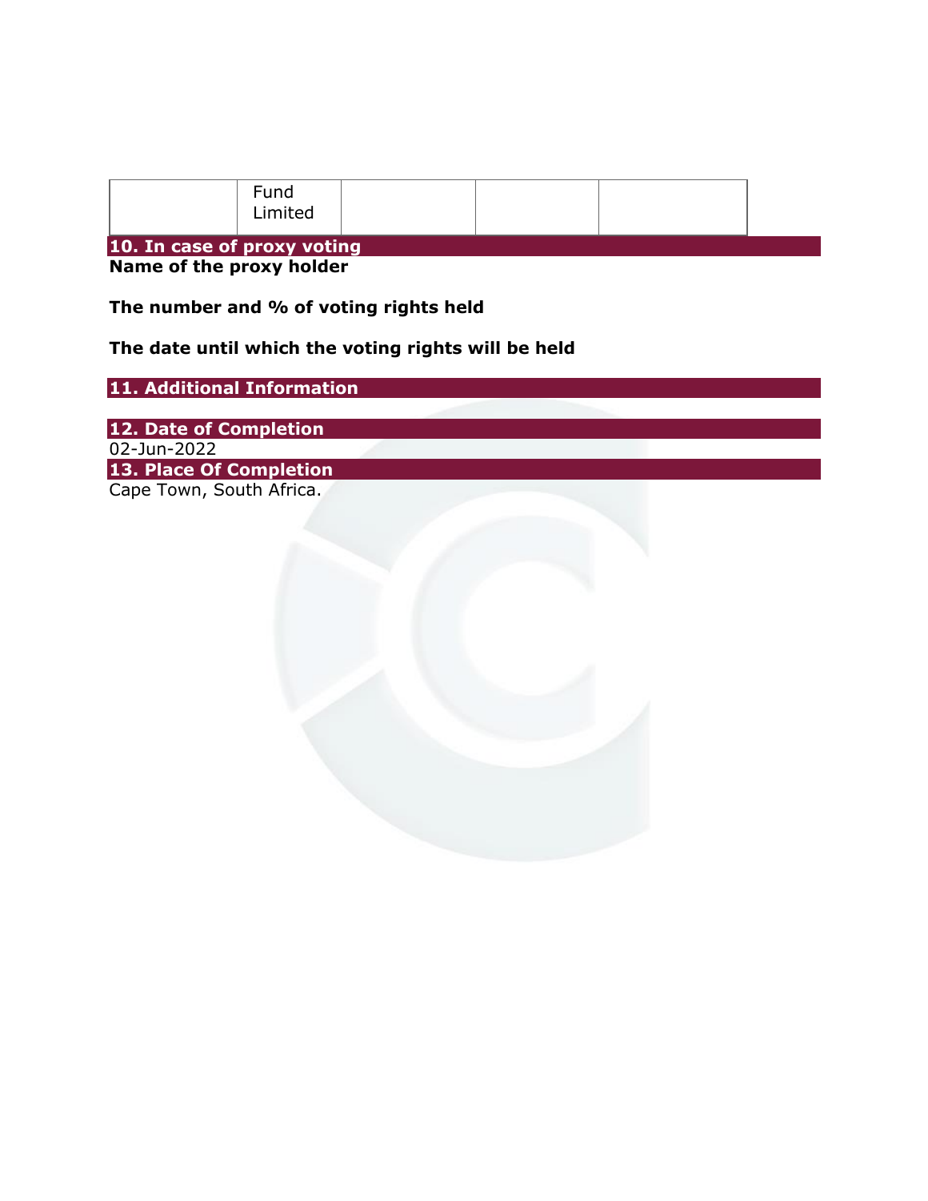| | | | | |
|---|---|---|---|---|
| | Fund Limited | | | |

## 10. In case of proxy voting

**Name of the proxy holder**

**The number and % of voting rights held**

**The date until which the voting rights will be held**

## 11. Additional Information

## 12. Date of Completion

02-Jun-2022

## 13. Place Of Completion

Cape Town, South Africa.